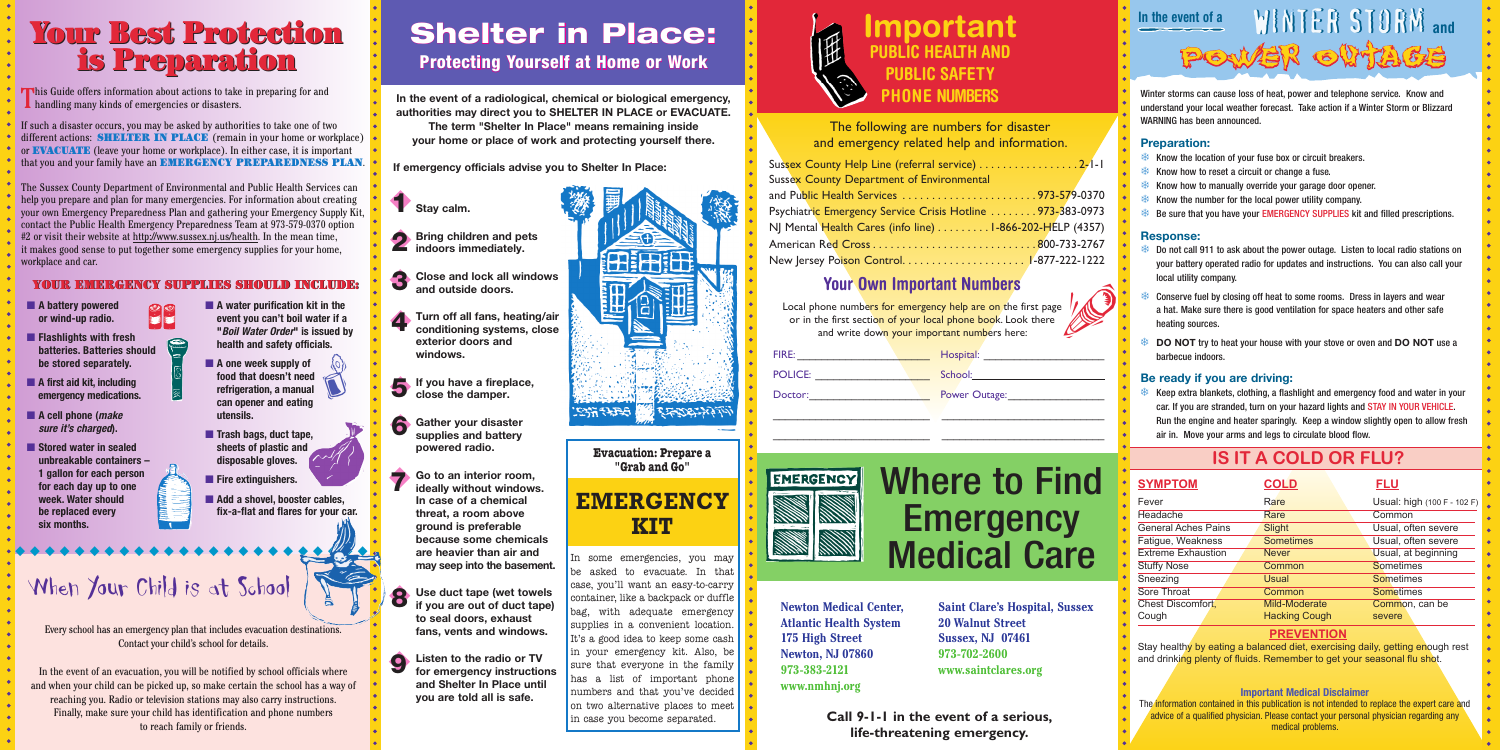# Your Best Protection is Preparation

This Guide offers information about actions to take in preparing for and handling many kinds of emergencies or disasters.

If such a disaster occurs, you may be asked by authorities to take one of two different actions: **SHELTER IN PLACE** (remain in your home or workplace) or **EVACUATE** (leave your home or workplace). In either case, it is important that you and your family have an **EMERGENCY PREPAREDNESS PLAN**.

The Sussex County Department of Environmental and Public Health Services can help you prepare and plan for many emergencies. For information about creating your own Emergency Preparedness Plan and gathering your Emergency Supply Kit, contact the Public Health Emergency Preparedness Team at 973-579-0370 option #2 or visit their website at http://www.sussex.nj.us/health. In the mean time, it makes good sense to put together some emergency supplies for your home, workplace and car.

### YOUR EMERGENCY SUPPLIES SHOULD INCLUDE:

- **A battery powered or wind-up radio.**
- **Flashlights with fresh batteries. Batteries should be stored separately.**
- **A first aid kit, including emergency medications.**
- **A cell phone (*make sure it's charged*).**
- **Stored water in sealed unbreakable containers – 1 gallon for each person for each day up to one week. Water should be replaced every six months.**
- **A water purification kit in the event you can't boil water if a "*Boil Water Order*" is issued by health and safety officials.**
- **A one week supply of food that doesn't need refrigeration, a manual can opener and eating utensils.**
- **Trash bags, duct tape, sheets of plastic and disposable gloves.**
- **Fire extinguishers.**
- **Add a shovel, booster cables, fix-a-flat and flares for your car.**

## When Your Child is at School

Every school has an emergency plan that includes evacuation destinations. Contact your child's school for details.

In the event of an evacuation, you will be notified by school officials where and when your child can be picked up, so make certain the school has a way of reaching you. Radio or television stations may also carry instructions. Finally, make sure your child has identification and phone numbers to reach family or friends.

# Shelter in Place:

## Protecting Yourself at Home or Work

**In the event of a radiological, chemical or biological emergency, authorities may direct you to SHELTER IN PLACE or EVACUATE. The term "Shelter In Place" means remaining inside your home or place of work and protecting yourself there.**

**If emergency officials advise you to Shelter In Place:**

1. **Stay calm.**
2. **Bring children and pets indoors immediately.**
3. **Close and lock all windows and outside doors.**
4. **Turn off all fans, heating/air conditioning systems, close exterior doors and windows.**
5. **If you have a fireplace, close the damper.**
6. **Gather your disaster supplies and battery powered radio.**
7. **Go to an interior room, ideally without windows. In case of a chemical threat, a room above ground is preferable because some chemicals are heavier than air and may seep into the basement.**
8. **Use duct tape (wet towels if you are out of duct tape) to seal doors, exhaust fans, vents and windows.**
9. **Listen to the radio or TV for emergency instructions and Shelter In Place until you are told all is safe.**

**Evacuation: Prepare a "Grab and Go"**

## EMERGENCY KIT

In some emergencies, you may be asked to evacuate. In that case, you'll want an easy-to-carry container, like a backpack or duffle bag, with adequate emergency supplies in a convenient location. It's a good idea to keep some cash in your emergency kit. Also, be sure that everyone in the family has a list of important phone numbers and that you've decided on two alternative places to meet in case you become separated.

# Important PUBLIC HEALTH AND PUBLIC SAFETY PHONE NUMBERS

The following are numbers for disaster and emergency related help and information.

Sussex County Help Line (referral service) . . . . . . . . . . . . . . . . 2-1-1
Sussex County Department of Environmental and Public Health Services . . . . . . . . . . . . . . . . . . . . . . 973-579-0370
Psychiatric Emergency Service Crisis Hotline . . . . . . . . 973-383-0973
NJ Mental Health Cares (info line) . . . . . . . . . 1-866-202-HELP (4357)
American Red Cross . . . . . . . . . . . . . . . . . . . . . . . . . . . 800-733-2767
New Jersey Poison Control. . . . . . . . . . . . . . . . . . . . 1-877-222-1222

## Your Own Important Numbers

Local phone numbers for emergency help are on the first page or in the first section of your local phone book. Look there and write down your important numbers here:

FIRE: ____________________ Hospital: ____________________
POLICE: ____________________ School: ____________________
Doctor: ____________________ Power Outage: ____________________

# Where to Find Emergency Medical Care

**Newton Medical Center, Atlantic Health System**
**175 High Street**
**Newton, NJ 07860**
**973-383-2121**
**www.nmhnj.org**

**Saint Clare's Hospital, Sussex**
**20 Walnut Street**
**Sussex, NJ 07461**
**973-702-2600**
**www.saintclares.org**

**Call 9-1-1 in the event of a serious, life-threatening emergency.**

# In the event of a WINTER STORM and POWER OUTAGE

Winter storms can cause loss of heat, power and telephone service. Know and understand your local weather forecast. Take action if a Winter Storm or Blizzard WARNING has been announced.

### Preparation:

- Know the location of your fuse box or circuit breakers.
- Know how to reset a circuit or change a fuse.
- Know how to manually override your garage door opener.
- Know the number for the local power utility company.
- Be sure that you have your EMERGENCY SUPPLIES kit and filled prescriptions.

### Response:

- Do not call 911 to ask about the power outage. Listen to local radio stations on your battery operated radio for updates and instructions. You can also call your local utility company.
- Conserve fuel by closing off heat to some rooms. Dress in layers and wear a hat. Make sure there is good ventilation for space heaters and other safe heating sources.
- **DO NOT** try to heat your house with your stove or oven and **DO NOT** use a barbecue indoors.

### Be ready if you are driving:

- Keep extra blankets, clothing, a flashlight and emergency food and water in your car. If you are stranded, turn on your hazard lights and STAY IN YOUR VEHICLE. Run the engine and heater sparingly. Keep a window slightly open to allow fresh air in. Move your arms and legs to circulate blood flow.

## IS IT A COLD OR FLU?

| SYMPTOM | COLD | FLU |
|---|---|---|
| Fever | Rare | Usual: high (100 F - 102 F) |
| Headache | Rare | Common |
| General Aches Pains | Slight | Usual, often severe |
| Fatigue, Weakness | Sometimes | Usual, often severe |
| Extreme Exhaustion | Never | Usual, at beginning |
| Stuffy Nose | Common | Sometimes |
| Sneezing | Usual | Sometimes |
| Sore Throat | Common | Sometimes |
| Chest Discomfort, Cough | Mild-Moderate Hacking Cough | Common, can be severe |

**PREVENTION**

Stay healthy by eating a balanced diet, exercising daily, getting enough rest and drinking plenty of fluids. Remember to get your seasonal flu shot.

**Important Medical Disclaimer**

The information contained in this publication is not intended to replace the expert care and advice of a qualified physician. Please contact your personal physician regarding any medical problems.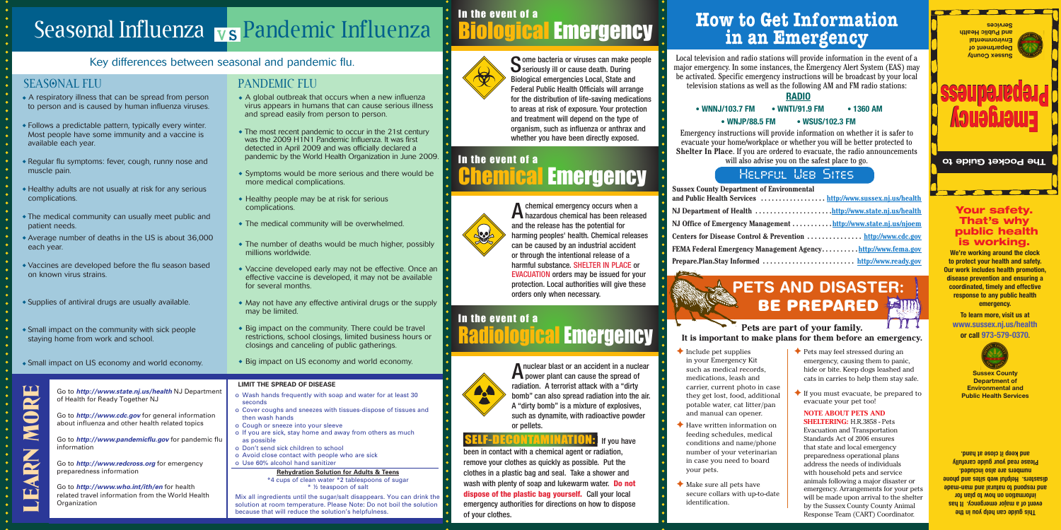# Seasonal Influenza vs Pandemic Influenza

## Key differences between seasonal and pandemic flu.

### SEASONAL FLU

- A respiratory illness that can be spread from person to person and is caused by human influenza viruses.
- Follows a predictable pattern, typically every winter. Most people have some immunity and a vaccine is available each year.
- Regular flu symptoms: fever, cough, runny nose and muscle pain.
- Healthy adults are not usually at risk for any serious complications.
- The medical community can usually meet public and patient needs.
- Average number of deaths in the US is about 36,000 each year.
- Vaccines are developed before the flu season based on known virus strains.
- Supplies of antiviral drugs are usually available.
- Small impact on the community with sick people staying home from work and school.
- Small impact on US economy and world economy.

### PANDEMIC FLU

- A global outbreak that occurs when a new influenza virus appears in humans that can cause serious illness and spread easily from person to person.
- The most recent pandemic to occur in the 21st century was the 2009 H1N1 Pandemic Influenza. It was first detected in April 2009 and was officially declared a pandemic by the World Health Organization in June 2009.
- Symptoms would be more serious and there would be more medical complications.
- Healthy people may be at risk for serious complications.
- The medical community will be overwhelmed.
- The number of deaths would be much higher, possibly millions worldwide.
- Vaccine developed early may not be effective. Once an effective vaccine is developed, it may not be available for several months.
- May not have any effective antiviral drugs or the supply may be limited.
- Big impact on the community. There could be travel restrictions, school closings, limited business hours or closings and canceling of public gatherings.
- Big impact on US economy and world economy.

## LEARN MORE

Go to ***http://www.state.nj.us/health*** NJ Department of Health for Ready Together NJ

Go to ***http://www.cdc.gov*** for general information about influenza and other health related topics

Go to ***http://www.pandemicflu.gov*** for pandemic flu information

Go to ***http://www.redcross.org*** for emergency preparedness information

Go to ***http://www.who.int/ith/en*** for health related travel information from the World Health Organization

### LIMIT THE SPREAD OF DISEASE

- Wash hands frequently with soap and water for at least 30 seconds
- Cover coughs and sneezes with tissues-dispose of tissues and then wash hands
- Cough or sneeze into your sleeve
- If you are sick, stay home and away from others as much as possible
- Don't send sick children to school
- Avoid close contact with people who are sick
- Use 60% alcohol hand sanitizer

**Rehydration Solution for Adults & Teens**
*4 cups of clean water *2 tablespoons of sugar
* ½ teaspoon of salt

Mix all ingredients until the sugar/salt disappears. You can drink the solution at room temperature. Please Note: Do not boil the solution because that will reduce the solution's helpfulness.

## In the event of a Biological Emergency

Some bacteria or viruses can make people seriously ill or cause death. During Biological emergencies Local, State and Federal Public Health Officials will arrange for the distribution of life-saving medications to areas at risk of exposure. Your protection and treatment will depend on the type of organism, such as influenza or anthrax and whether you have been directly exposed.

## In the event of a Chemical Emergency

A chemical emergency occurs when a hazardous chemical has been released and the release has the potential for harming peoples' health. Chemical releases can be caused by an industrial accident or through the intentional release of a harmful substance. SHELTER IN PLACE or EVACUATION orders may be issued for your protection. Local authorities will give these orders only when necessary.

## In the event of a Radiological Emergency

A nuclear blast or an accident in a nuclear power plant can cause the spread of radiation. A terrorist attack with a "dirty bomb" can also spread radiation into the air. A "dirty bomb" is a mixture of explosives, such as dynamite, with radioactive powder or pellets.

**SELF-DECONTAMINATION:** If you have been in contact with a chemical agent or radiation, remove your clothes as quickly as possible. Put the clothes in a plastic bag and seal. Take a shower and wash with plenty of soap and lukewarm water. **Do not dispose of the plastic bag yourself.** Call your local emergency authorities for directions on how to dispose of your clothes.

# How to Get Information in an Emergency

Local television and radio stations will provide information in the event of a major emergency. In some instances, the Emergency Alert System (EAS) may be activated. Specific emergency instructions will be broadcast by your local television stations as well as the following AM and FM radio stations:

### RADIO

- WNNJ/103.7 FM
- WNTI/91.9 FM
- 1360 AM
- WNJP/88.5 FM
- WSUS/102.3 FM

Emergency instructions will provide information on whether it is safer to evacuate your home/workplace or whether you will be better protected to **Shelter In Place**. If you are ordered to evacuate, the radio announcements will also advise you on the safest place to go.

### Helpful Web Sites

| | |
|---|---|
| **Sussex County Department of Environmental and Public Health Services** | **http://www.sussex.nj.us/health** |
| **NJ Department of Health** | **http://www.state.nj.us/health** |
| **NJ Office of Emergency Management** | **http://www.state.nj.us/njoem** |
| **Centers for Disease Control & Prevention** | **http://www.cdc.gov** |
| **FEMA Federal Emergency Management Agency** | **http://www.fema.gov** |
| **Prepare.Plan.Stay Informed** | **http://www.ready.gov** |

## PETS AND DISASTER: BE PREPARED

**Pets are part of your family. It is important to make plans for them before an emergency.**

- Include pet supplies in your Emergency Kit such as medical records, medications, leash and carrier, current photo in case they get lost, food, additional potable water, cat litter/pan and manual can opener.
- Have written information on feeding schedules, medical conditions and name/phone number of your veterinarian in case you need to board your pets.
- Make sure all pets have secure collars with up-to-date identification.
- Pets may feel stressed during an emergency, causing them to panic, hide or bite. Keep dogs leashed and cats in carries to help them stay safe.
- If you must evacuate, be prepared to evacuate your pet too!

**NOTE ABOUT PETS AND SHELTERING:** H.R.3858 - Pets Evacuation and Transportation Standards Act of 2006 ensures that state and local emergency preparedness operational plans address the needs of individuals with household pets and service animals following a major disaster or emergency. Arrangements for your pets will be made upon arrival to the shelter by the Sussex County County Animal Response Team (CART) Coordinator.

# The Pocket Guide to Emergency Preparedness

Sussex County Department of Environmental and Public Health Services

### Your safety. That's why public health is working.

**We're working around the clock to protect your health and safety. Our work includes health promotion, disease prevention and ensuring a coordinated, timely and effective response to any public health emergency.**

**To learn more, visit us at www.sussex.nj.us/health or call 973-579-0370.**

**Sussex County Department of Environmental and Public Health Services**

**This guide can help you in the event of a major emergency. It has information on how to plan for and respond to natural and man-made disasters. Helpful web sites and phone numbers are also included. Please read your guide carefully and keep it close at hand.**